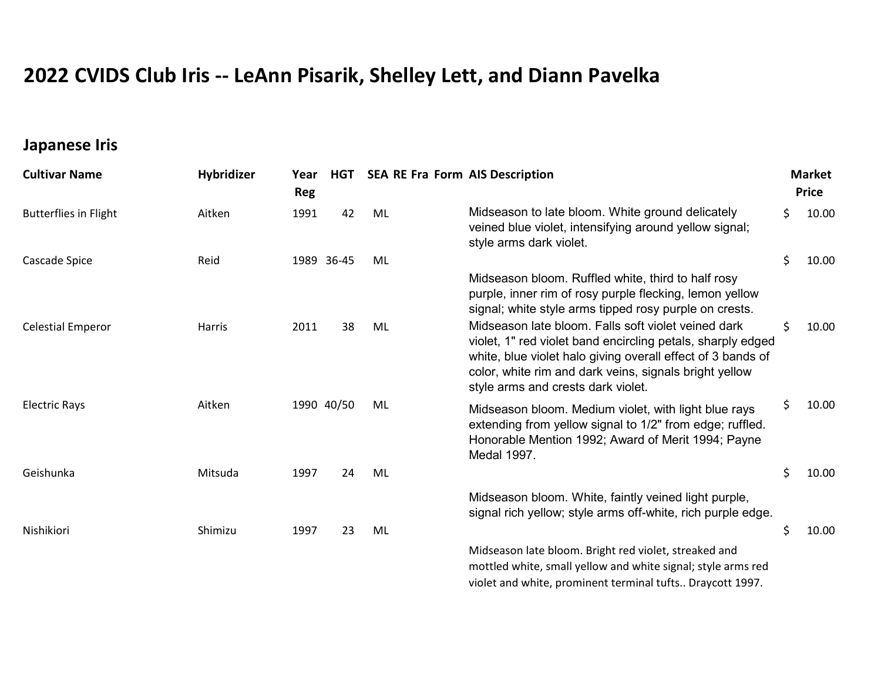# 2022 CVIDS Club Iris -- LeAnn Pisarik, Shelley Lett, and Diann Pavelka

## Japanese Iris

| Cultivar Name | Hybridizer | Year Reg | HGT | SEA | RE | Fra | Form | AIS Description | Market Price |
|---|---|---|---|---|---|---|---|---|---|
| Butterflies in Flight | Aitken | 1991 | 42 | ML | | | | Midseason to late bloom. White ground delicately veined blue violet, intensifying around yellow signal; style arms dark violet. | $ 10.00 |
| Cascade Spice | Reid | 1989 | 36-45 | ML | | | | Midseason bloom. Ruffled white, third to half rosy purple, inner rim of rosy purple flecking, lemon yellow signal; white style arms tipped rosy purple on crests. | $ 10.00 |
| Celestial Emperor | Harris | 2011 | 38 | ML | | | | Midseason late bloom. Falls soft violet veined dark violet, 1" red violet band encircling petals, sharply edged white, blue violet halo giving overall effect of 3 bands of color, white rim and dark veins, signals bright yellow style arms and crests dark violet. | $ 10.00 |
| Electric Rays | Aitken | 1990 | 40/50 | ML | | | | Midseason bloom. Medium violet, with light blue rays extending from yellow signal to 1/2" from edge; ruffled. Honorable Mention 1992; Award of Merit 1994; Payne Medal 1997. | $ 10.00 |
| Geishunka | Mitsuda | 1997 | 24 | ML | | | | Midseason bloom. White, faintly veined light purple, signal rich yellow; style arms off-white, rich purple edge. | $ 10.00 |
| Nishikiori | Shimizu | 1997 | 23 | ML | | | | Midseason late bloom. Bright red violet, streaked and mottled white, small yellow and white signal; style arms red violet and white, prominent terminal tufts.. Draycott 1997. | $ 10.00 |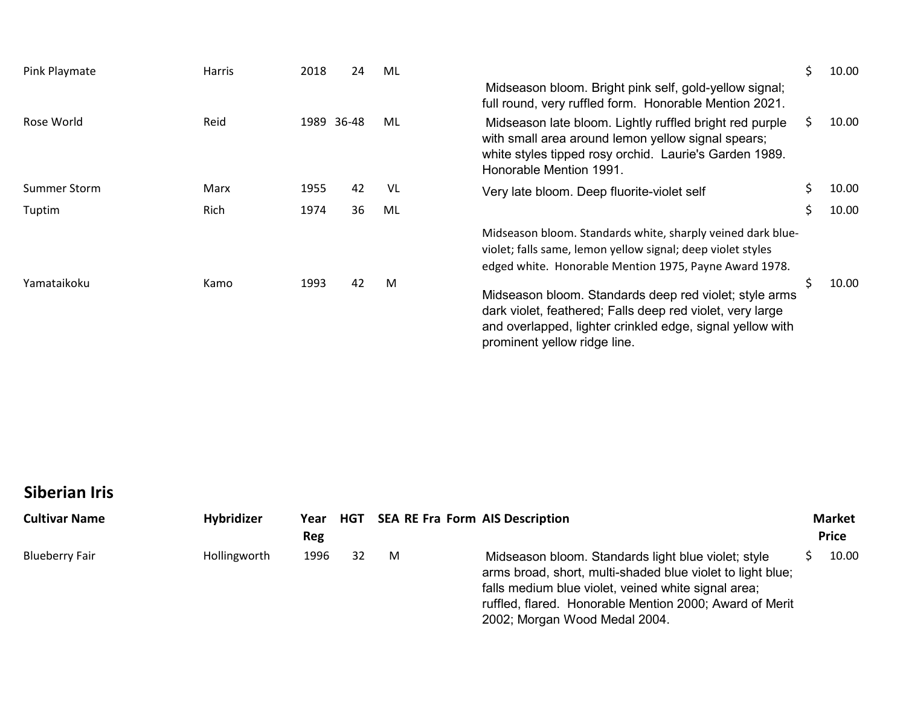| Pink Playmate | Harris | 2018 | 24 | ML | | | | Midseason bloom. Bright pink self, gold-yellow signal; full round, very ruffled form. Honorable Mention 2021. | $ 10.00 |
|---|---|---|---|---|---|---|---|---|---|
| Rose World | Reid | 1989 | 36-48 | ML | | | | Midseason late bloom. Lightly ruffled bright red purple with small area around lemon yellow signal spears; white styles tipped rosy orchid. Laurie's Garden 1989. Honorable Mention 1991. | $ 10.00 |
| Summer Storm | Marx | 1955 | 42 | VL | | | | Very late bloom. Deep fluorite-violet self | $ 10.00 |
| Tuptim | Rich | 1974 | 36 | ML | | | | Midseason bloom. Standards white, sharply veined dark blue-violet; falls same, lemon yellow signal; deep violet styles edged white. Honorable Mention 1975, Payne Award 1978. | $ 10.00 |
| Yamataikoku | Kamo | 1993 | 42 | M | | | | Midseason bloom. Standards deep red violet; style arms dark violet, feathered; Falls deep red violet, very large and overlapped, lighter crinkled edge, signal yellow with prominent yellow ridge line. | $ 10.00 |

## Siberian Iris

| Cultivar Name | Hybridizer | Year Reg | HGT | SEA | RE | Fra | Form | AIS Description | Market Price |
|---|---|---|---|---|---|---|---|---|---|
| Blueberry Fair | Hollingworth | 1996 | 32 | M | | | | Midseason bloom. Standards light blue violet; style arms broad, short, multi-shaded blue violet to light blue; falls medium blue violet, veined white signal area; ruffled, flared. Honorable Mention 2000; Award of Merit 2002; Morgan Wood Medal 2004. | $ 10.00 |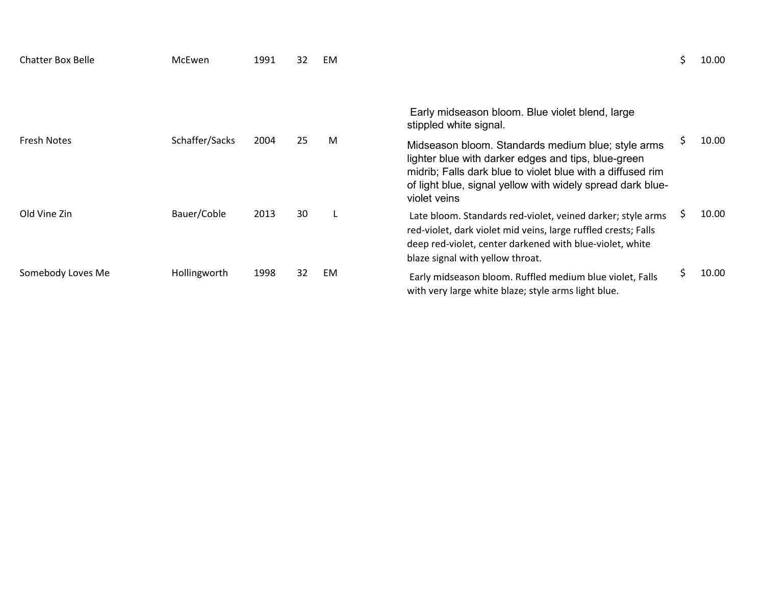| | | | | | | | |
|---|---|---|---|---|---|---|---|
| Chatter Box Belle | McEwen | 1991 | 32 | EM | Early midseason bloom. Blue violet blend, large stippled white signal. | $ | 10.00 |
| Fresh Notes | Schaffer/Sacks | 2004 | 25 | M | Midseason bloom. Standards medium blue; style arms lighter blue with darker edges and tips, blue-green midrib; Falls dark blue to violet blue with a diffused rim of light blue, signal yellow with widely spread dark blue-violet veins | $ | 10.00 |
| Old Vine Zin | Bauer/Coble | 2013 | 30 | L | Late bloom. Standards red-violet, veined darker; style arms red-violet, dark violet mid veins, large ruffled crests; Falls deep red-violet, center darkened with blue-violet, white blaze signal with yellow throat. | $ | 10.00 |
| Somebody Loves Me | Hollingworth | 1998 | 32 | EM | Early midseason bloom. Ruffled medium blue violet, Falls with very large white blaze; style arms light blue. | $ | 10.00 |